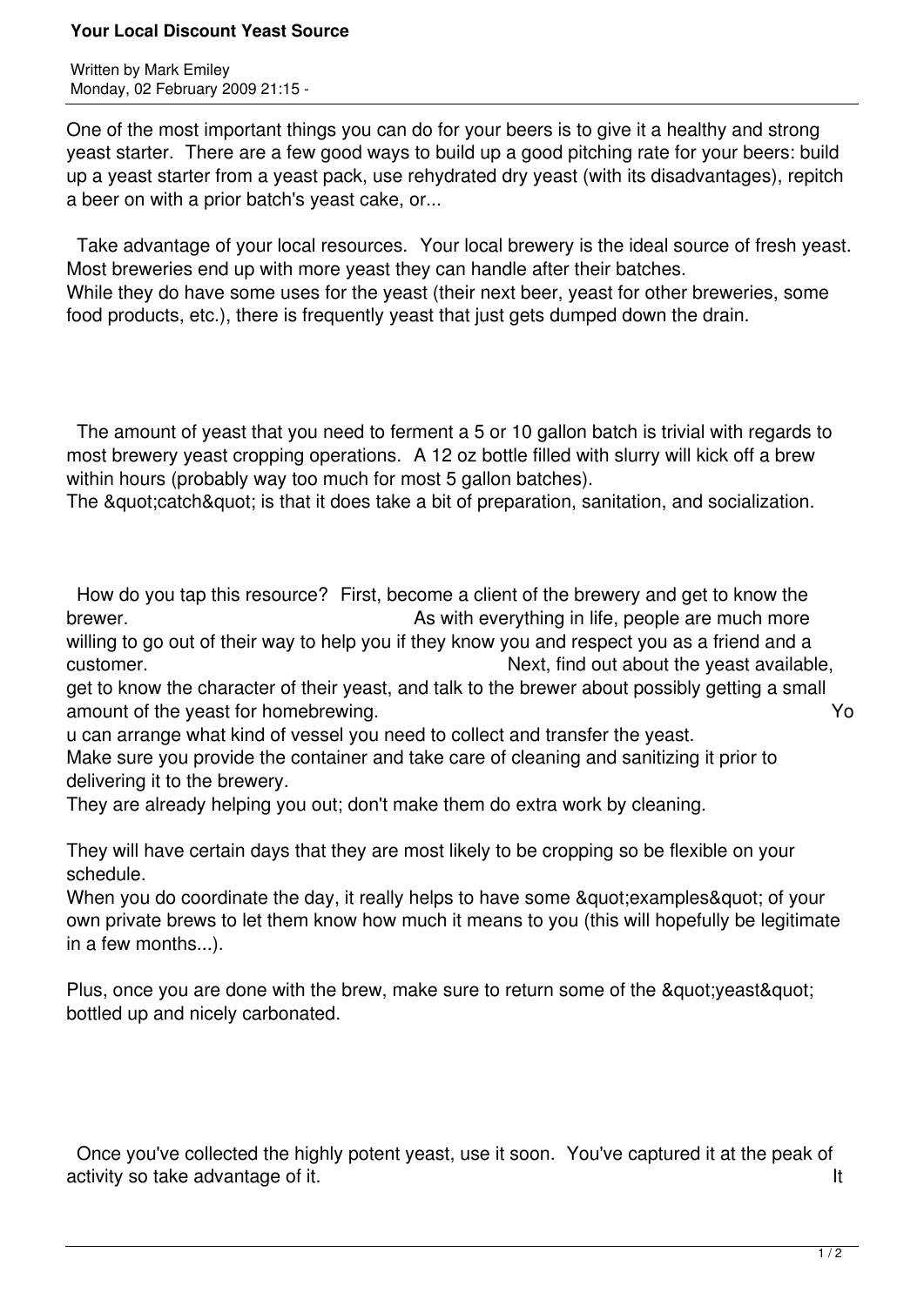# Your Local Discount Yeast Source

Written by Mark Emiley
Monday, 02 February 2009 21:15 -

One of the most important things you can do for your beers is to give it a healthy and strong yeast starter. There are a few good ways to build up a good pitching rate for your beers: build up a yeast starter from a yeast pack, use rehydrated dry yeast (with its disadvantages), repitch a beer on with a prior batch's yeast cake, or...

Take advantage of your local resources. Your local brewery is the ideal source of fresh yeast. Most breweries end up with more yeast they can handle after their batches. While they do have some uses for the yeast (their next beer, yeast for other breweries, some food products, etc.), there is frequently yeast that just gets dumped down the drain.

The amount of yeast that you need to ferment a 5 or 10 gallon batch is trivial with regards to most brewery yeast cropping operations. A 12 oz bottle filled with slurry will kick off a brew within hours (probably way too much for most 5 gallon batches). The &quot;catch&quot; is that it does take a bit of preparation, sanitation, and socialization.

How do you tap this resource? First, become a client of the brewery and get to know the brewer. As with everything in life, people are much more willing to go out of their way to help you if they know you and respect you as a friend and a customer. Next, find out about the yeast available, get to know the character of their yeast, and talk to the brewer about possibly getting a small amount of the yeast for homebrewing. You can arrange what kind of vessel you need to collect and transfer the yeast. Make sure you provide the container and take care of cleaning and sanitizing it prior to delivering it to the brewery. They are already helping you out; don't make them do extra work by cleaning.

They will have certain days that they are most likely to be cropping so be flexible on your schedule. When you do coordinate the day, it really helps to have some &quot;examples&quot; of your own private brews to let them know how much it means to you (this will hopefully be legitimate in a few months...).

Plus, once you are done with the brew, make sure to return some of the &quot;yeast&quot; bottled up and nicely carbonated.

Once you've collected the highly potent yeast, use it soon. You've captured it at the peak of activity so take advantage of it. It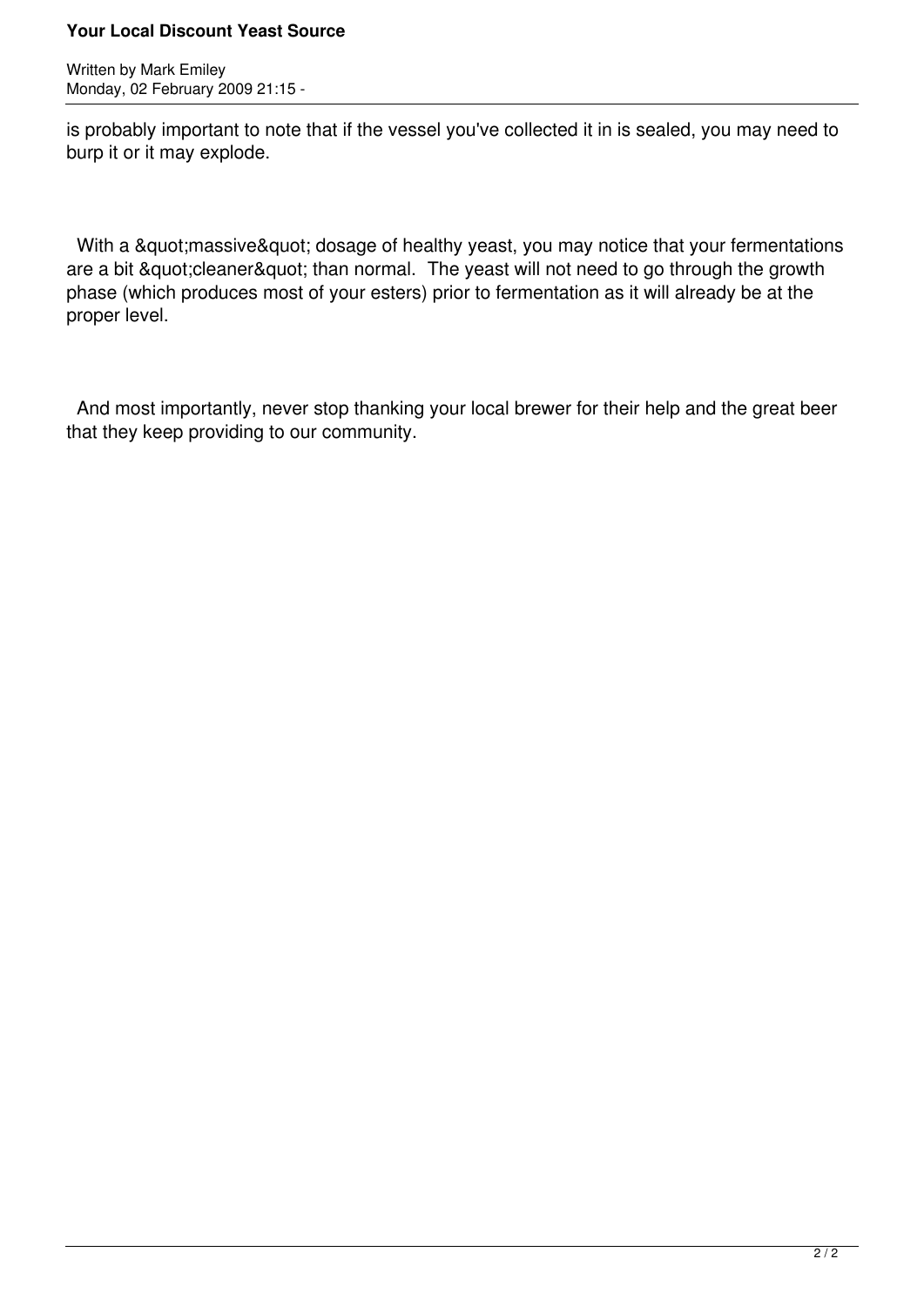is probably important to note that if the vessel you've collected it in is sealed, you may need to burp it or it may explode.

With a &quot;massive&quot; dosage of healthy yeast, you may notice that your fermentations are a bit &quot;cleaner&quot; than normal. The yeast will not need to go through the growth phase (which produces most of your esters) prior to fermentation as it will already be at the proper level.

And most importantly, never stop thanking your local brewer for their help and the great beer that they keep providing to our community.